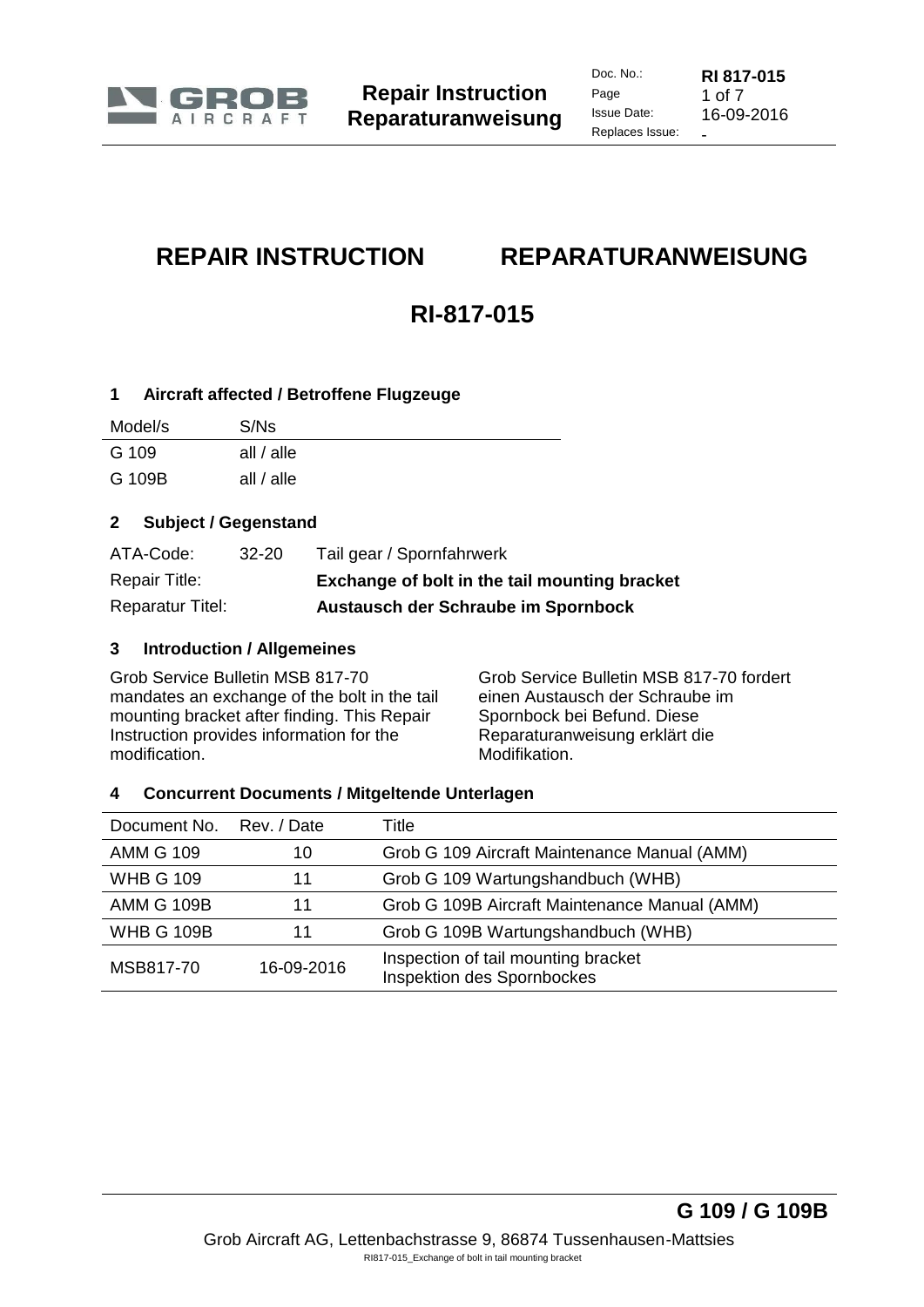| Doc. No.: | RI 817-015 |
| --- | --- |
| Page | 1 of 7 |
| Issue Date: | 16-09-2016 |
| Replaces Issue: | - |

# REPAIR INSTRUCTION / REPARATURANWEISUNG

# RI-817-015

## 1 Aircraft affected / Betroffene Flugzeuge

| Model/s | S/Ns |
| --- | --- |
| G 109 | all / alle |
| G 109B | all / alle |

## 2 Subject / Gegenstand

| ATA-Code: | 32-20 | Tail gear / Spornfahrwerk |
| --- | --- | --- |
| Repair Title: | | **Exchange of bolt in the tail mounting bracket** |
| Reparatur Titel: | | **Austausch der Schraube im Spornbock** |

## 3 Introduction / Allgemeines

Grob Service Bulletin MSB 817-70 mandates an exchange of the bolt in the tail mounting bracket after finding. This Repair Instruction provides information for the modification.

Grob Service Bulletin MSB 817-70 fordert einen Austausch der Schraube im Spornbock bei Befund. Diese Reparaturanweisung erklärt die Modifikation.

## 4 Concurrent Documents / Mitgeltende Unterlagen

| Document No. | Rev. / Date | Title |
| --- | --- | --- |
| AMM G 109 | 10 | Grob G 109 Aircraft Maintenance Manual (AMM) |
| WHB G 109 | 11 | Grob G 109 Wartungshandbuch (WHB) |
| AMM G 109B | 11 | Grob G 109B Aircraft Maintenance Manual (AMM) |
| WHB G 109B | 11 | Grob G 109B Wartungshandbuch (WHB) |
| MSB817-70 | 16-09-2016 | Inspection of tail mounting bracket<br>Inspektion des Spornbockes |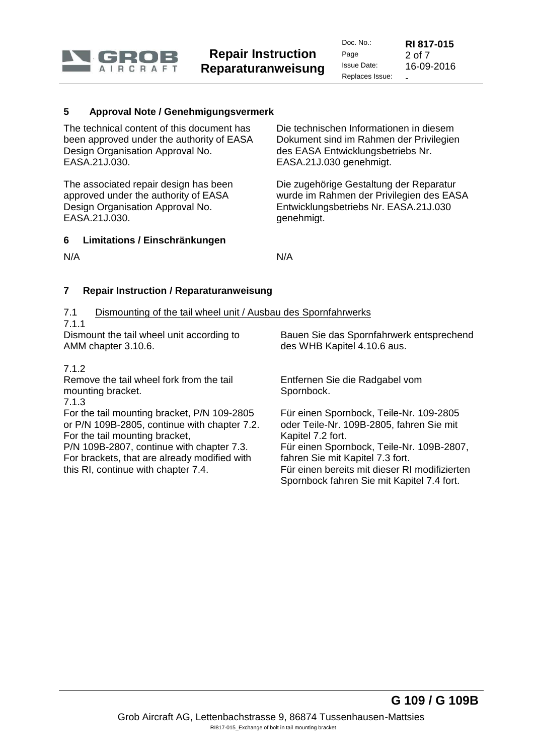## 5 Approval Note / Genehmigungsvermerk

The technical content of this document has been approved under the authority of EASA Design Organisation Approval No. EASA.21J.030.

Die technischen Informationen in diesem Dokument sind im Rahmen der Privilegien des EASA Entwicklungsbetriebs Nr. EASA.21J.030 genehmigt.

The associated repair design has been approved under the authority of EASA Design Organisation Approval No. EASA.21J.030.

Die zugehörige Gestaltung der Reparatur wurde im Rahmen der Privilegien des EASA Entwicklungsbetriebs Nr. EASA.21J.030 genehmigt.

## 6 Limitations / Einschränkungen

N/A

N/A

## 7 Repair Instruction / Reparaturanweisung

### 7.1 Dismounting of the tail wheel unit / Ausbau des Spornfahrwerks

7.1.1

Dismount the tail wheel unit according to AMM chapter 3.10.6.

Bauen Sie das Spornfahrwerk entsprechend des WHB Kapitel 4.10.6 aus.

7.1.2

Remove the tail wheel fork from the tail mounting bracket.

Entfernen Sie die Radgabel vom Spornbock.

7.1.3

For the tail mounting bracket, P/N 109-2805 or P/N 109B-2805, continue with chapter 7.2.
For the tail mounting bracket, P/N 109B-2807, continue with chapter 7.3.
For brackets, that are already modified with this RI, continue with chapter 7.4.

Für einen Spornbock, Teile-Nr. 109-2805 oder Teile-Nr. 109B-2805, fahren Sie mit Kapitel 7.2 fort.
Für einen Spornbock, Teile-Nr. 109B-2807, fahren Sie mit Kapitel 7.3 fort.
Für einen bereits mit dieser RI modifizierten Spornbock fahren Sie mit Kapitel 7.4 fort.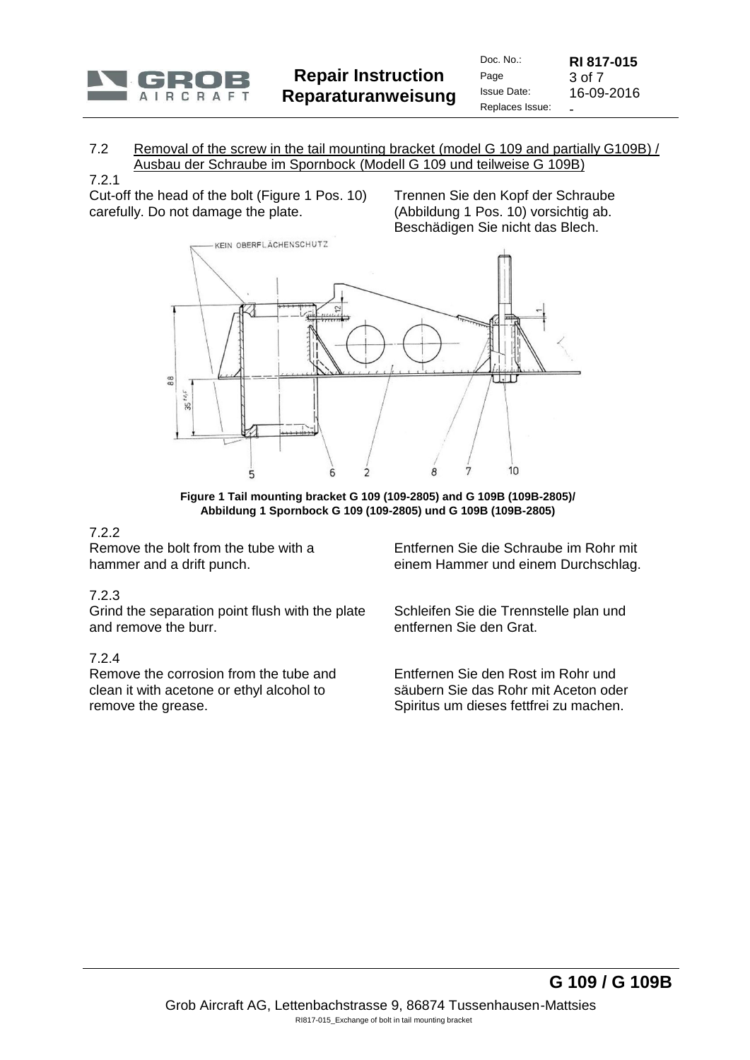## 7.2 Removal of the screw in the tail mounting bracket (model G 109 and partially G109B) / Ausbau der Schraube im Spornbock (Modell G 109 und teilweise G 109B)

7.2.1

Cut-off the head of the bolt (Figure 1 Pos. 10) carefully. Do not damage the plate.

Trennen Sie den Kopf der Schraube (Abbildung 1 Pos. 10) vorsichtig ab. Beschädigen Sie nicht das Blech.

**Figure 1 Tail mounting bracket G 109 (109-2805) and G 109B (109B-2805)/ Abbildung 1 Spornbock G 109 (109-2805) und G 109B (109B-2805)**

7.2.2

Remove the bolt from the tube with a hammer and a drift punch.

Entfernen Sie die Schraube im Rohr mit einem Hammer und einem Durchschlag.

7.2.3

Grind the separation point flush with the plate and remove the burr.

Schleifen Sie die Trennstelle plan und entfernen Sie den Grat.

7.2.4

Remove the corrosion from the tube and clean it with acetone or ethyl alcohol to remove the grease.

Entfernen Sie den Rost im Rohr und säubern Sie das Rohr mit Aceton oder Spiritus um dieses fettfrei zu machen.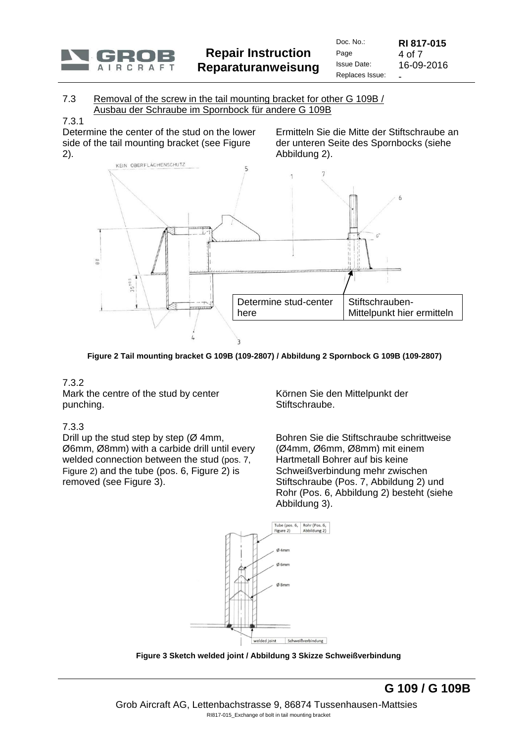### 7.3 Removal of the screw in the tail mounting bracket for other G 109B / Ausbau der Schraube im Spornbock für andere G 109B

7.3.1

Determine the center of the stud on the lower side of the tail mounting bracket (see Figure 2).

Ermitteln Sie die Mitte der Stiftschraube an der unteren Seite des Spornbocks (siehe Abbildung 2).

| Determine stud-center here | Stiftschrauben-Mittelpunkt hier ermitteln |
| --- | --- |

**Figure 2 Tail mounting bracket G 109B (109-2807) / Abbildung 2 Spornbock G 109B (109-2807)**

7.3.2

Mark the centre of the stud by center punching.

Körnen Sie den Mittelpunkt der Stiftschraube.

7.3.3

Drill up the stud step by step (Ø 4mm, Ø6mm, Ø8mm) with a carbide drill until every welded connection between the stud (pos. 7, Figure 2) and the tube (pos. 6, Figure 2) is removed (see Figure 3).

Bohren Sie die Stiftschraube schrittweise (Ø4mm, Ø6mm, Ø8mm) mit einem Hartmetall Bohrer auf bis keine Schweißverbindung mehr zwischen Stiftschraube (Pos. 7, Abbildung 2) und Rohr (Pos. 6, Abbildung 2) besteht (siehe Abbildung 3).

**Figure 3 Sketch welded joint / Abbildung 3 Skizze Schweißverbindung**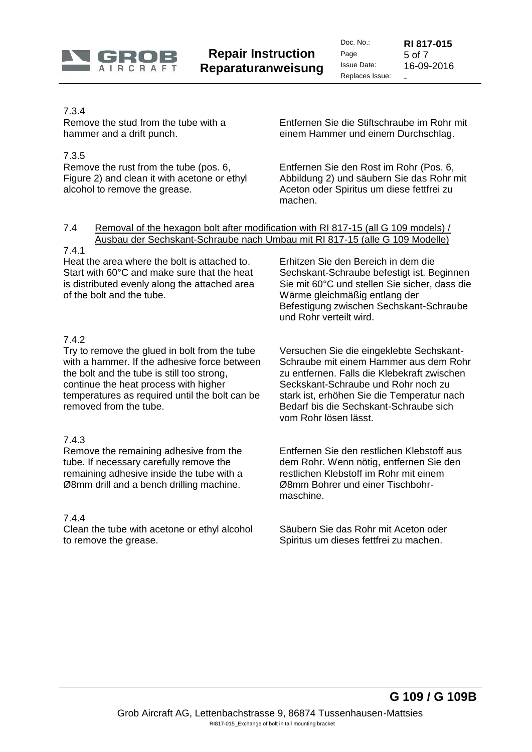7.3.4

Remove the stud from the tube with a hammer and a drift punch.

Entfernen Sie die Stiftschraube im Rohr mit einem Hammer und einem Durchschlag.

7.3.5

Remove the rust from the tube (pos. 6, Figure 2) and clean it with acetone or ethyl alcohol to remove the grease.

Entfernen Sie den Rost im Rohr (Pos. 6, Abbildung 2) und säubern Sie das Rohr mit Aceton oder Spiritus um diese fettfrei zu machen.

7.4 Removal of the hexagon bolt after modification with RI 817-15 (all G 109 models) / Ausbau der Sechskant-Schraube nach Umbau mit RI 817-15 (alle G 109 Modelle)

7.4.1

Heat the area where the bolt is attached to. Start with 60°C and make sure that the heat is distributed evenly along the attached area of the bolt and the tube.

Erhitzen Sie den Bereich in dem die Sechskant-Schraube befestigt ist. Beginnen Sie mit 60°C und stellen Sie sicher, dass die Wärme gleichmäßig entlang der Befestigung zwischen Sechskant-Schraube und Rohr verteilt wird.

7.4.2

Try to remove the glued in bolt from the tube with a hammer. If the adhesive force between the bolt and the tube is still too strong, continue the heat process with higher temperatures as required until the bolt can be removed from the tube.

Versuchen Sie die eingeklebte Sechskant-Schraube mit einem Hammer aus dem Rohr zu entfernen. Falls die Klebekraft zwischen Seckskant-Schraube und Rohr noch zu stark ist, erhöhen Sie die Temperatur nach Bedarf bis die Sechskant-Schraube sich vom Rohr lösen lässt.

7.4.3

Remove the remaining adhesive from the tube. If necessary carefully remove the remaining adhesive inside the tube with a Ø8mm drill and a bench drilling machine.

Entfernen Sie den restlichen Klebstoff aus dem Rohr. Wenn nötig, entfernen Sie den restlichen Klebstoff im Rohr mit einem Ø8mm Bohrer und einer Tischbohr-maschine.

7.4.4

Clean the tube with acetone or ethyl alcohol to remove the grease.

Säubern Sie das Rohr mit Aceton oder Spiritus um dieses fettfrei zu machen.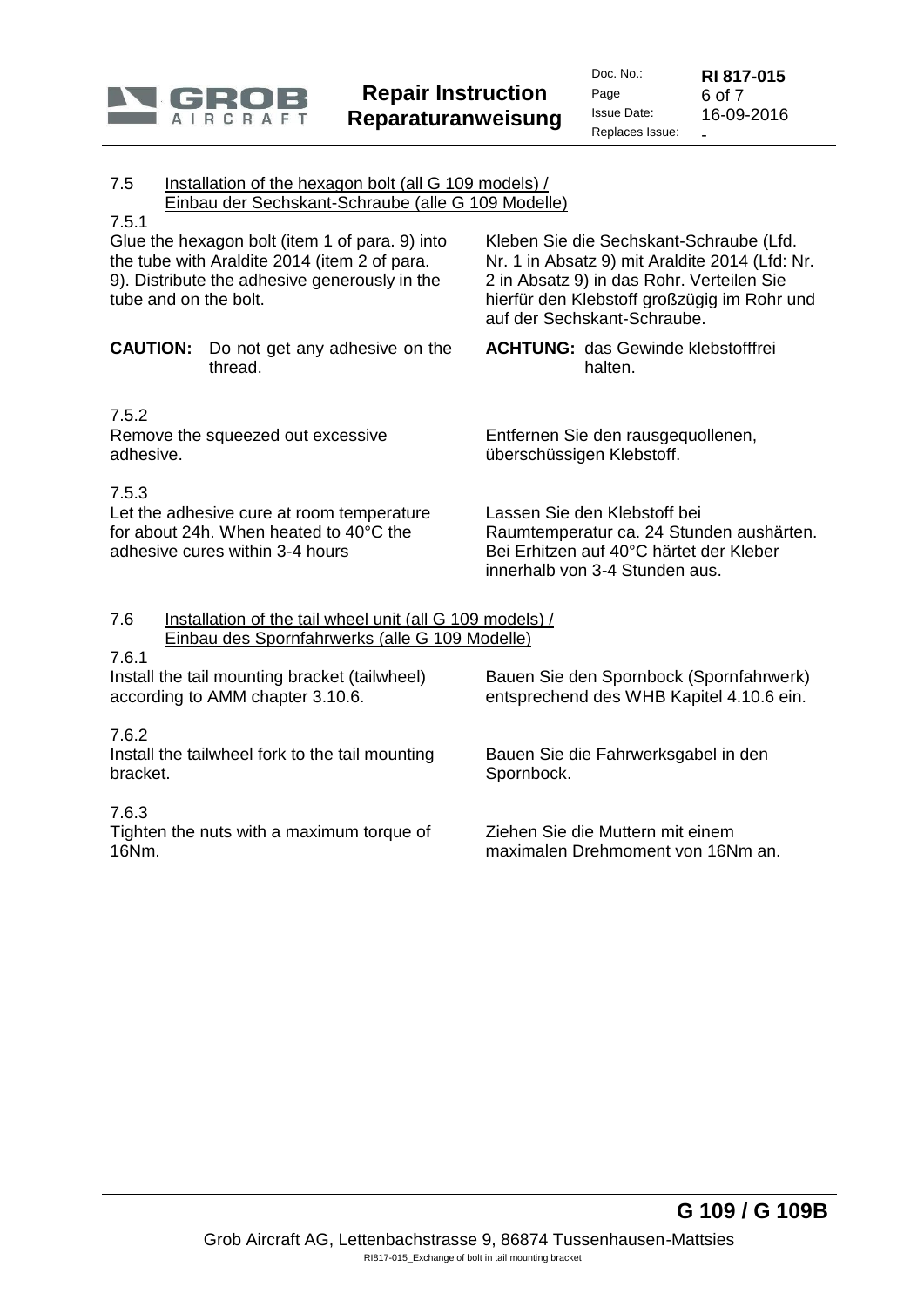## 7.5 Installation of the hexagon bolt (all G 109 models) / Einbau der Sechskant-Schraube (alle G 109 Modelle)

7.5.1

Glue the hexagon bolt (item 1 of para. 9) into the tube with Araldite 2014 (item 2 of para. 9). Distribute the adhesive generously in the tube and on the bolt.

Kleben Sie die Sechskant-Schraube (Lfd. Nr. 1 in Absatz 9) mit Araldite 2014 (Lfd: Nr. 2 in Absatz 9) in das Rohr. Verteilen Sie hierfür den Klebstoff großzügig im Rohr und auf der Sechskant-Schraube.

**CAUTION:** Do not get any adhesive on the thread.

**ACHTUNG:** das Gewinde klebstofffrei halten.

7.5.2

Remove the squeezed out excessive adhesive.

Entfernen Sie den rausgequollenen, überschüssigen Klebstoff.

7.5.3

Let the adhesive cure at room temperature for about 24h. When heated to 40°C the adhesive cures within 3-4 hours

Lassen Sie den Klebstoff bei Raumtemperatur ca. 24 Stunden aushärten. Bei Erhitzen auf 40°C härtet der Kleber innerhalb von 3-4 Stunden aus.

## 7.6 Installation of the tail wheel unit (all G 109 models) / Einbau des Spornfahrwerks (alle G 109 Modelle)

7.6.1

Install the tail mounting bracket (tailwheel) according to AMM chapter 3.10.6.

Bauen Sie den Spornbock (Spornfahrwerk) entsprechend des WHB Kapitel 4.10.6 ein.

7.6.2

Install the tailwheel fork to the tail mounting bracket.

Bauen Sie die Fahrwerksgabel in den Spornbock.

7.6.3

Tighten the nuts with a maximum torque of 16Nm.

Ziehen Sie die Muttern mit einem maximalen Drehmoment von 16Nm an.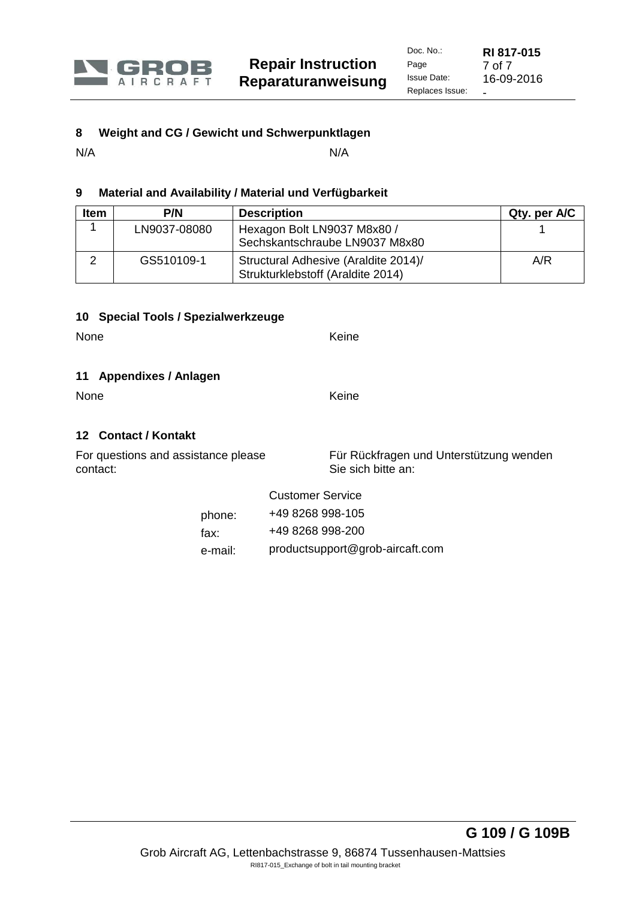## 8 Weight and CG / Gewicht und Schwerpunktlagen

N/A

N/A

## 9 Material and Availability / Material und Verfügbarkeit

| Item | P/N | Description | Qty. per A/C |
|---|---|---|---|
| 1 | LN9037-08080 | Hexagon Bolt LN9037 M8x80 / Sechskantschraube LN9037 M8x80 | 1 |
| 2 | GS510109-1 | Structural Adhesive (Araldite 2014)/ Strukturklebstoff (Araldite 2014) | A/R |

## 10 Special Tools / Spezialwerkzeuge

None

Keine

## 11 Appendixes / Anlagen

None

Keine

## 12 Contact / Kontakt

For questions and assistance please contact:

Für Rückfragen und Unterstützung wenden Sie sich bitte an:

Customer Service

phone: +49 8268 998-105

fax: +49 8268 998-200

e-mail: productsupport@grob-aircaft.com